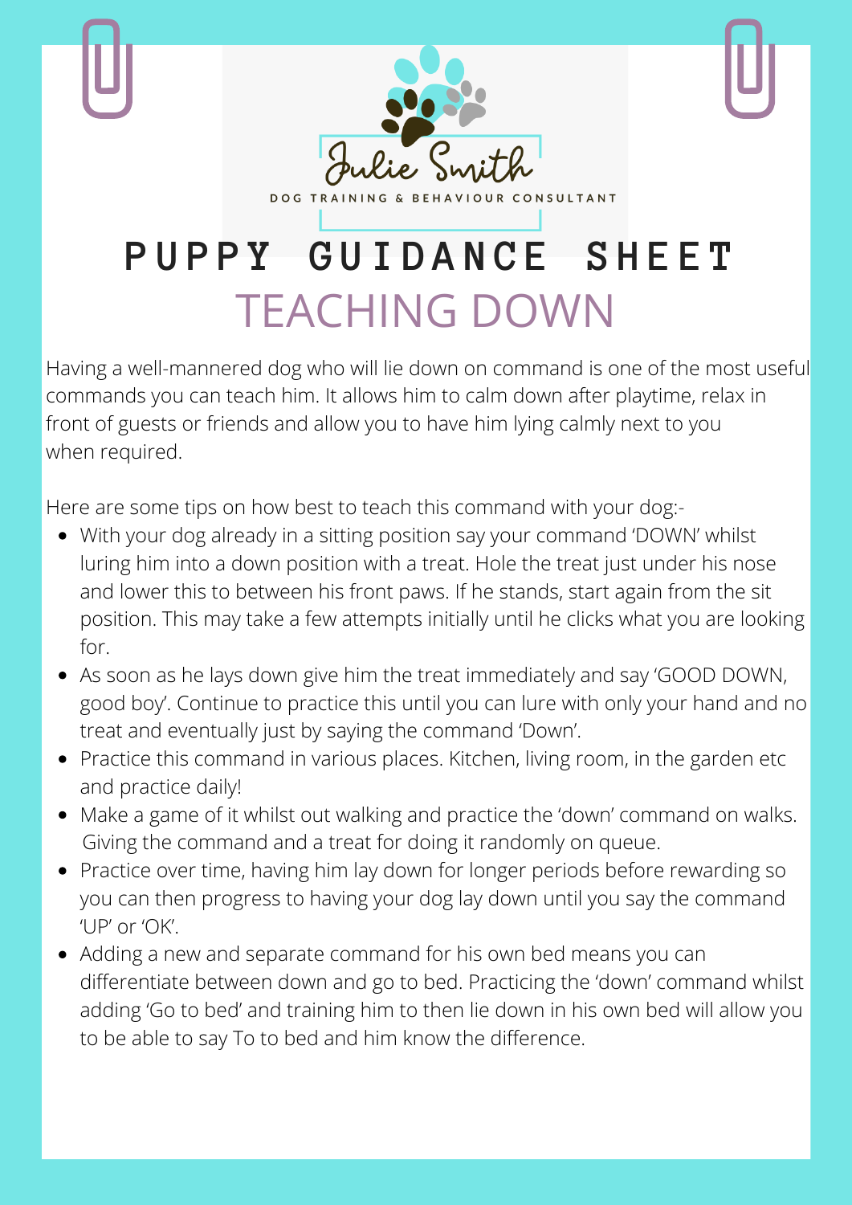Julie Smith

DOG TRAINING & BEHAVIOUR CONSULTANT

# PUPPY GUIDANCE SHEET

## TEACHING DOWN

Having a well-mannered dog who will lie down on command is one of the most useful commands you can teach him. It allows him to calm down after playtime, relax in front of guests or friends and allow you to have him lying calmly next to you when required.

Here are some tips on how best to teach this command with your dog:-

- With your dog already in a sitting position say your command 'DOWN' whilst luring him into a down position with a treat. Hole the treat just under his nose and lower this to between his front paws. If he stands, start again from the sit position. This may take a few attempts initially until he clicks what you are looking for.
- As soon as he lays down give him the treat immediately and say 'GOOD DOWN, good boy'. Continue to practice this until you can lure with only your hand and no treat and eventually just by saying the command 'Down'.
- Practice this command in various places. Kitchen, living room, in the garden etc and practice daily!
- Make a game of it whilst out walking and practice the 'down' command on walks. Giving the command and a treat for doing it randomly on queue.
- Practice over time, having him lay down for longer periods before rewarding so you can then progress to having your dog lay down until you say the command 'UP' or 'OK'.
- Adding a new and separate command for his own bed means you can differentiate between down and go to bed. Practicing the 'down' command whilst adding 'Go to bed' and training him to then lie down in his own bed will allow you to be able to say To to bed and him know the difference.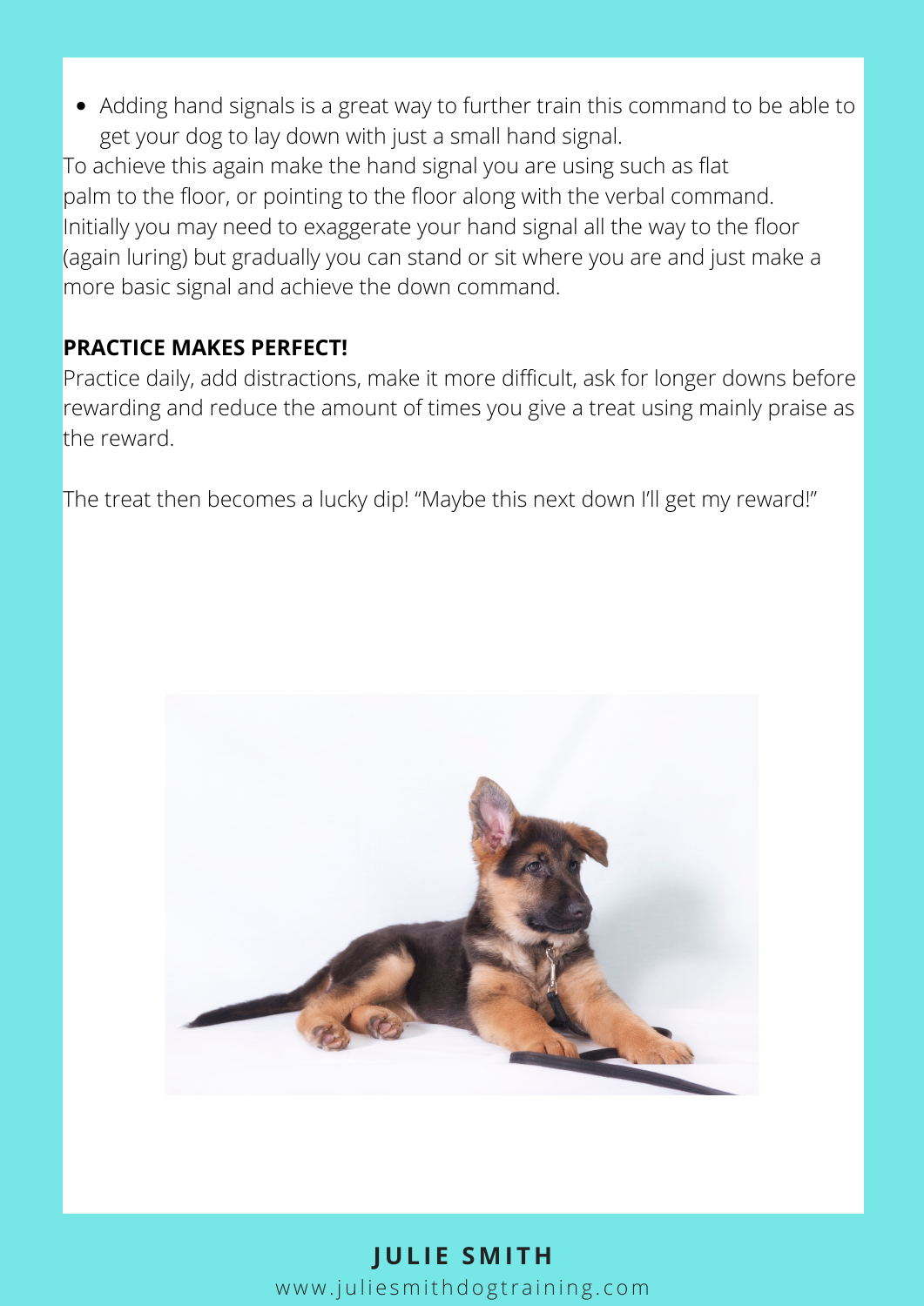- Adding hand signals is a great way to further train this command to be able to get your dog to lay down with just a small hand signal.

To achieve this again make the hand signal you are using such as flat palm to the floor, or pointing to the floor along with the verbal command. Initially you may need to exaggerate your hand signal all the way to the floor (again luring) but gradually you can stand or sit where you are and just make a more basic signal and achieve the down command.

**PRACTICE MAKES PERFECT!**

Practice daily, add distractions, make it more difficult, ask for longer downs before rewarding and reduce the amount of times you give a treat using mainly praise as the reward.

The treat then becomes a lucky dip! "Maybe this next down I'll get my reward!"

**JULIE SMITH**

www.juliesmithdogtraining.com